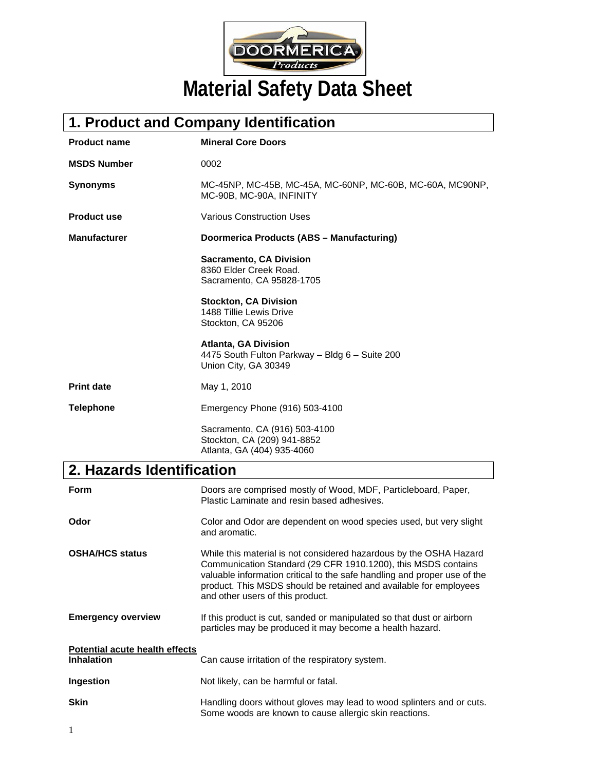# Material Safety Data Sheet

## 1. Product and Company Identification

**Product name** — **Mineral Core Doors**

**MSDS Number** — 0002

**Synonyms** — MC-45NP, MC-45B, MC-45A, MC-60NP, MC-60B, MC-60A, MC90NP, MC-90B, MC-90A, INFINITY

**Product use** — Various Construction Uses

**Manufacturer** — **Doormerica Products (ABS – Manufacturing)**

**Sacramento, CA Division**
8360 Elder Creek Road.
Sacramento, CA 95828-1705

**Stockton, CA Division**
1488 Tillie Lewis Drive
Stockton, CA 95206

**Atlanta, GA Division**
4475 South Fulton Parkway – Bldg 6 – Suite 200
Union City, GA 30349

**Print date** — May 1, 2010

**Telephone** — Emergency Phone (916) 503-4100

Sacramento, CA (916) 503-4100
Stockton, CA (209) 941-8852
Atlanta, GA (404) 935-4060

## 2. Hazards Identification

**Form** — Doors are comprised mostly of Wood, MDF, Particleboard, Paper, Plastic Laminate and resin based adhesives.

**Odor** — Color and Odor are dependent on wood species used, but very slight and aromatic.

**OSHA/HCS status** — While this material is not considered hazardous by the OSHA Hazard Communication Standard (29 CFR 1910.1200), this MSDS contains valuable information critical to the safe handling and proper use of the product. This MSDS should be retained and available for employees and other users of this product.

**Emergency overview** — If this product is cut, sanded or manipulated so that dust or airborn particles may be produced it may become a health hazard.

**Potential acute health effects**

**Inhalation** — Can cause irritation of the respiratory system.

**Ingestion** — Not likely, can be harmful or fatal.

**Skin** — Handling doors without gloves may lead to wood splinters and or cuts. Some woods are known to cause allergic skin reactions.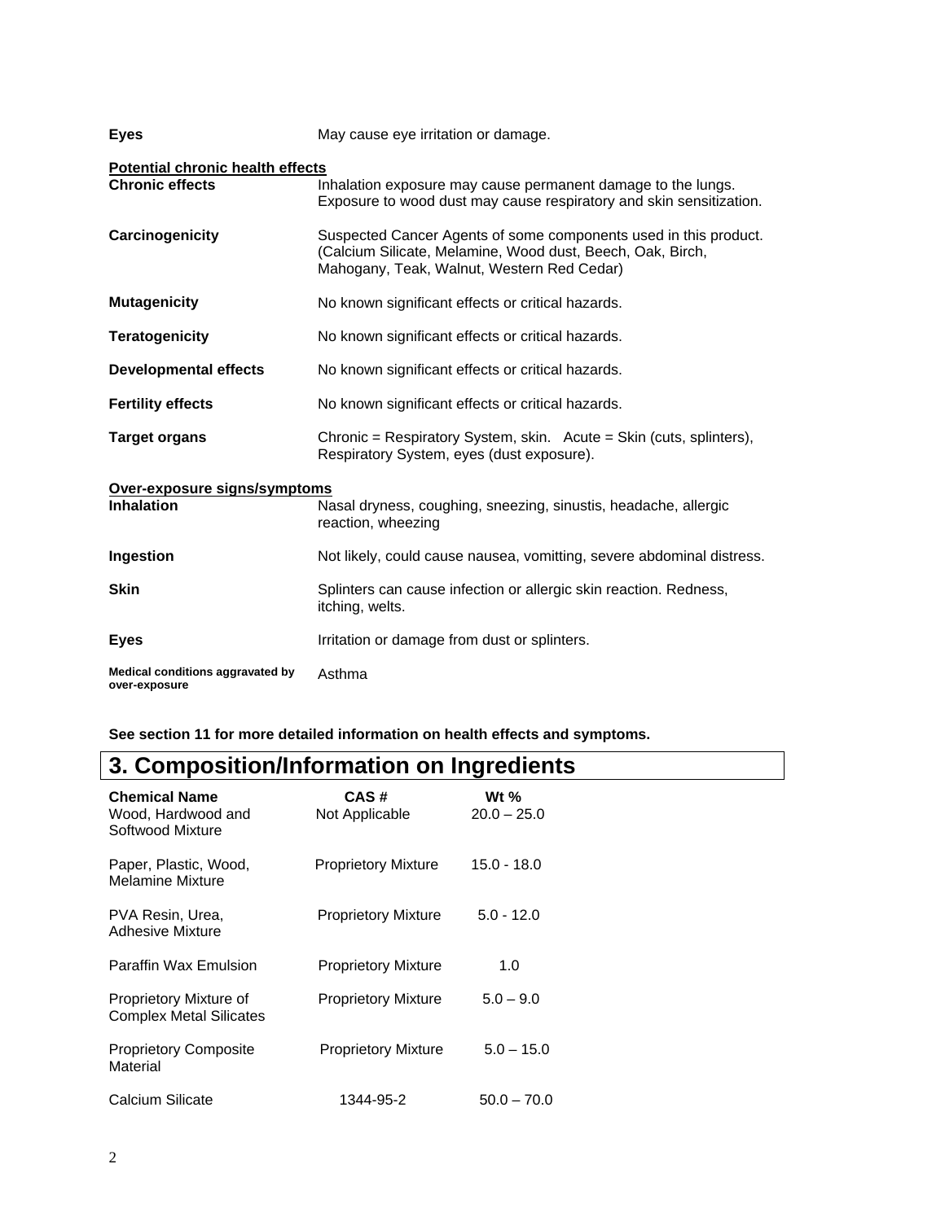| | |
|---|---|
| **Eyes** | May cause eye irritation or damage. |

**Potential chronic health effects**

| | |
|---|---|
| **Chronic effects** | Inhalation exposure may cause permanent damage to the lungs. Exposure to wood dust may cause respiratory and skin sensitization. |
| **Carcinogenicity** | Suspected Cancer Agents of some components used in this product. (Calcium Silicate, Melamine, Wood dust, Beech, Oak, Birch, Mahogany, Teak, Walnut, Western Red Cedar) |
| **Mutagenicity** | No known significant effects or critical hazards. |
| **Teratogenicity** | No known significant effects or critical hazards. |
| **Developmental effects** | No known significant effects or critical hazards. |
| **Fertility effects** | No known significant effects or critical hazards. |
| **Target organs** | Chronic = Respiratory System, skin. Acute = Skin (cuts, splinters), Respiratory System, eyes (dust exposure). |

**Over-exposure signs/symptoms**

| | |
|---|---|
| **Inhalation** | Nasal dryness, coughing, sneezing, sinustis, headache, allergic reaction, wheezing |
| **Ingestion** | Not likely, could cause nausea, vomitting, severe abdominal distress. |
| **Skin** | Splinters can cause infection or allergic skin reaction. Redness, itching, welts. |
| **Eyes** | Irritation or damage from dust or splinters. |
| **Medical conditions aggravated by over-exposure** | Asthma |

**See section 11 for more detailed information on health effects and symptoms.**

## 3. Composition/Information on Ingredients

| **Chemical Name** | **CAS #** | **Wt %** |
|---|---|---|
| Wood, Hardwood and Softwood Mixture | Not Applicable | 20.0 – 25.0 |
| Paper, Plastic, Wood, Melamine Mixture | Proprietory Mixture | 15.0 - 18.0 |
| PVA Resin, Urea, Adhesive Mixture | Proprietory Mixture | 5.0 - 12.0 |
| Paraffin Wax Emulsion | Proprietory Mixture | 1.0 |
| Proprietory Mixture of Complex Metal Silicates | Proprietory Mixture | 5.0 – 9.0 |
| Proprietory Composite Material | Proprietory Mixture | 5.0 – 15.0 |
| Calcium Silicate | 1344-95-2 | 50.0 – 70.0 |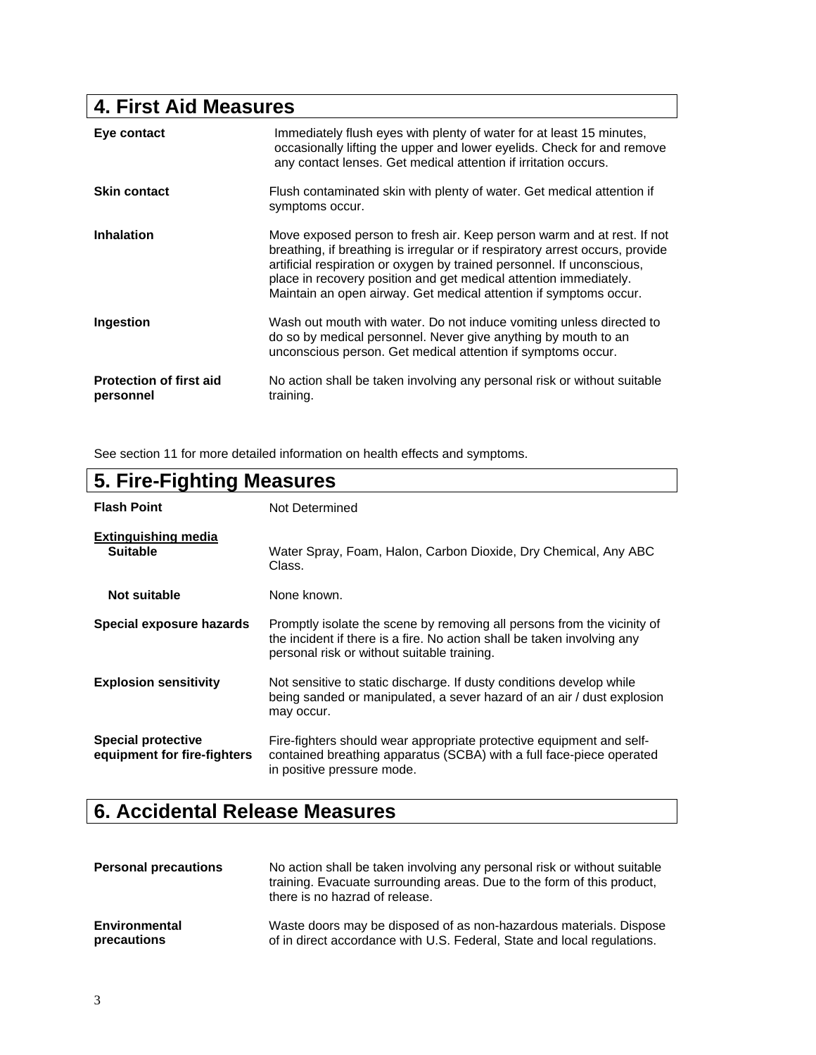## 4. First Aid Measures

| | |
|---|---|
| **Eye contact** | Immediately flush eyes with plenty of water for at least 15 minutes, occasionally lifting the upper and lower eyelids. Check for and remove any contact lenses. Get medical attention if irritation occurs. |
| **Skin contact** | Flush contaminated skin with plenty of water. Get medical attention if symptoms occur. |
| **Inhalation** | Move exposed person to fresh air. Keep person warm and at rest. If not breathing, if breathing is irregular or if respiratory arrest occurs, provide artificial respiration or oxygen by trained personnel. If unconscious, place in recovery position and get medical attention immediately. Maintain an open airway. Get medical attention if symptoms occur. |
| **Ingestion** | Wash out mouth with water. Do not induce vomiting unless directed to do so by medical personnel. Never give anything by mouth to an unconscious person. Get medical attention if symptoms occur. |
| **Protection of first aid personnel** | No action shall be taken involving any personal risk or without suitable training. |

See section 11 for more detailed information on health effects and symptoms.

## 5. Fire-Fighting Measures

| | |
|---|---|
| **Flash Point** | Not Determined |
| **Extinguishing media** | |
| **Suitable** | Water Spray, Foam, Halon, Carbon Dioxide, Dry Chemical, Any ABC Class. |
| **Not suitable** | None known. |
| **Special exposure hazards** | Promptly isolate the scene by removing all persons from the vicinity of the incident if there is a fire. No action shall be taken involving any personal risk or without suitable training. |
| **Explosion sensitivity** | Not sensitive to static discharge. If dusty conditions develop while being sanded or manipulated, a sever hazard of an air / dust explosion may occur. |
| **Special protective equipment for fire-fighters** | Fire-fighters should wear appropriate protective equipment and self-contained breathing apparatus (SCBA) with a full face-piece operated in positive pressure mode. |

## 6. Accidental Release Measures

| | |
|---|---|
| **Personal precautions** | No action shall be taken involving any personal risk or without suitable training. Evacuate surrounding areas. Due to the form of this product, there is no hazrad of release. |
| **Environmental precautions** | Waste doors may be disposed of as non-hazardous materials. Dispose of in direct accordance with U.S. Federal, State and local regulations. |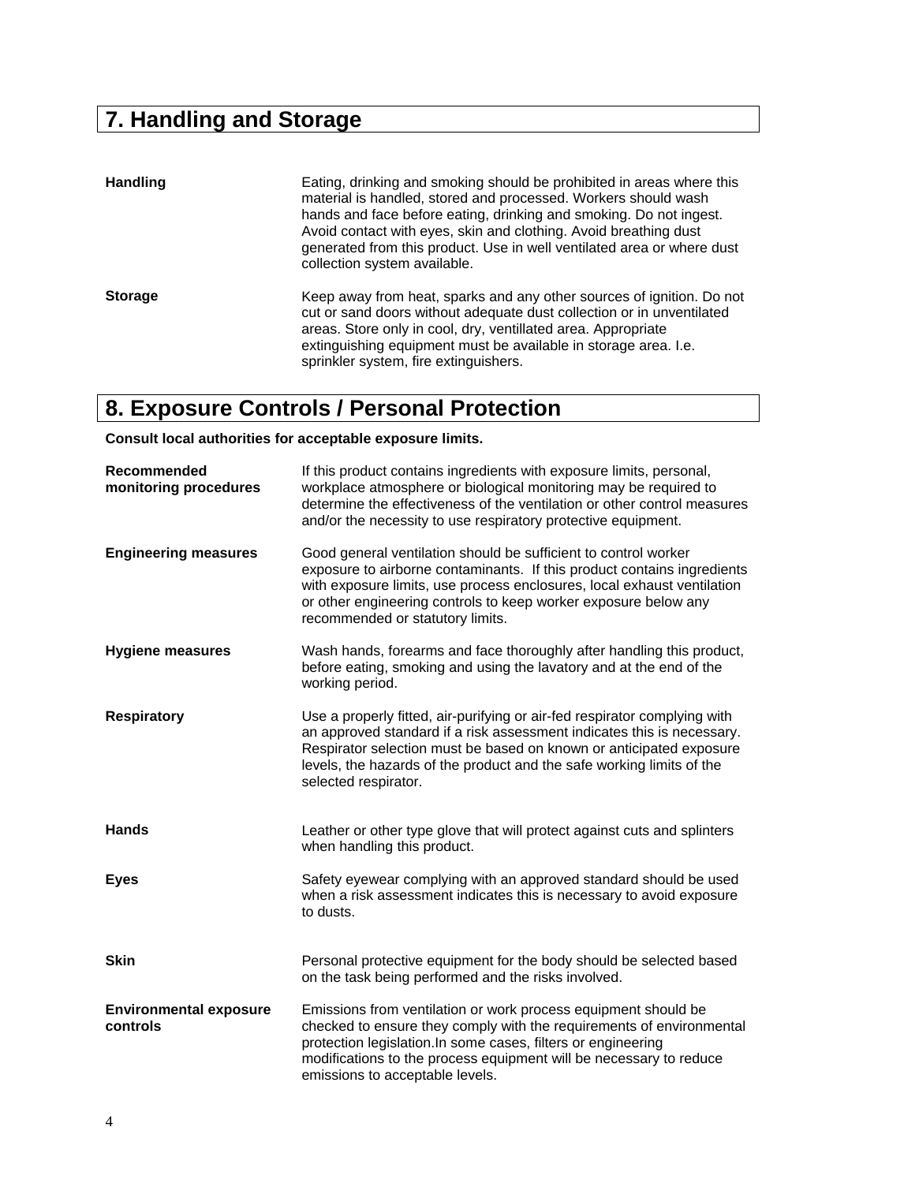## 7. Handling and Storage

**Handling**

Eating, drinking and smoking should be prohibited in areas where this material is handled, stored and processed. Workers should wash hands and face before eating, drinking and smoking. Do not ingest. Avoid contact with eyes, skin and clothing. Avoid breathing dust generated from this product. Use in well ventilated area or where dust collection system available.

**Storage**

Keep away from heat, sparks and any other sources of ignition. Do not cut or sand doors without adequate dust collection or in unventilated areas. Store only in cool, dry, ventillated area. Appropriate extinguishing equipment must be available in storage area. I.e. sprinkler system, fire extinguishers.

## 8. Exposure Controls / Personal Protection

**Consult local authorities for acceptable exposure limits.**

**Recommended monitoring procedures**

If this product contains ingredients with exposure limits, personal, workplace atmosphere or biological monitoring may be required to determine the effectiveness of the ventilation or other control measures and/or the necessity to use respiratory protective equipment.

**Engineering measures**

Good general ventilation should be sufficient to control worker exposure to airborne contaminants. If this product contains ingredients with exposure limits, use process enclosures, local exhaust ventilation or other engineering controls to keep worker exposure below any recommended or statutory limits.

**Hygiene measures**

Wash hands, forearms and face thoroughly after handling this product, before eating, smoking and using the lavatory and at the end of the working period.

**Respiratory**

Use a properly fitted, air-purifying or air-fed respirator complying with an approved standard if a risk assessment indicates this is necessary. Respirator selection must be based on known or anticipated exposure levels, the hazards of the product and the safe working limits of the selected respirator.

**Hands**

Leather or other type glove that will protect against cuts and splinters when handling this product.

**Eyes**

Safety eyewear complying with an approved standard should be used when a risk assessment indicates this is necessary to avoid exposure to dusts.

**Skin**

Personal protective equipment for the body should be selected based on the task being performed and the risks involved.

**Environmental exposure controls**

Emissions from ventilation or work process equipment should be checked to ensure they comply with the requirements of environmental protection legislation.In some cases, filters or engineering modifications to the process equipment will be necessary to reduce emissions to acceptable levels.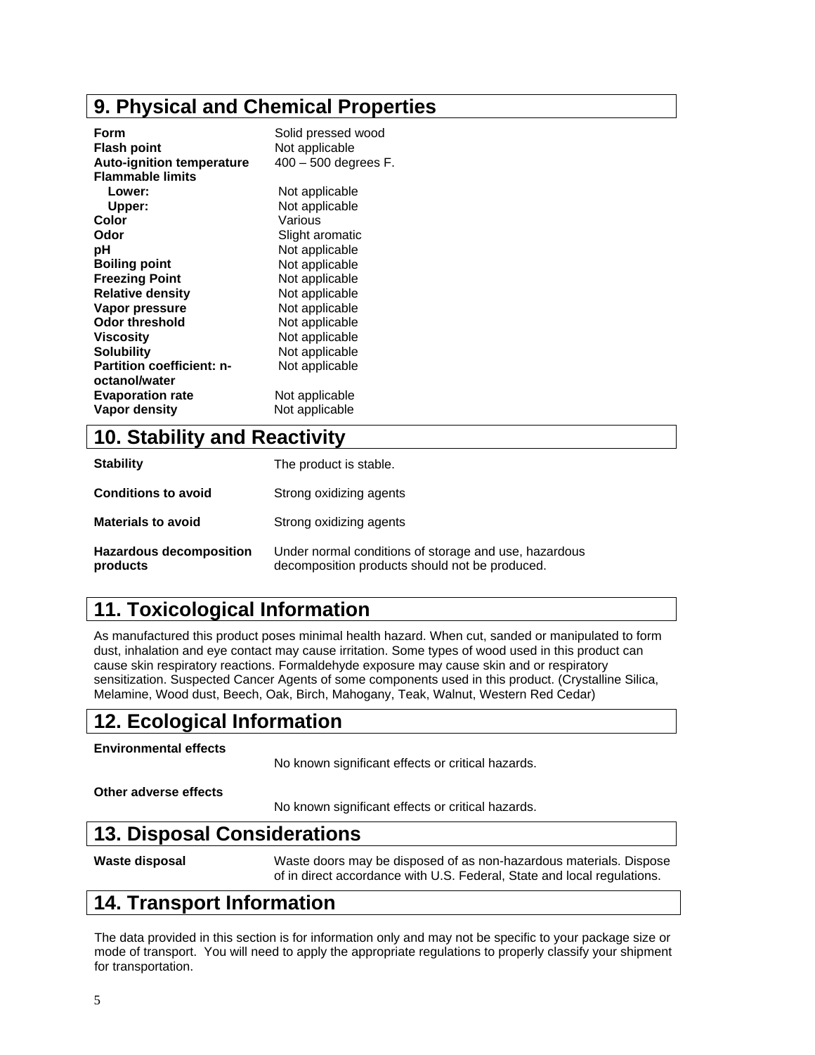## 9. Physical and Chemical Properties

| | |
|---|---|
| **Form** | Solid pressed wood |
| **Flash point** | Not applicable |
| **Auto-ignition temperature** | 400 – 500 degrees F. |
| **Flammable limits** | |
| **Lower:** | Not applicable |
| **Upper:** | Not applicable |
| **Color** | Various |
| **Odor** | Slight aromatic |
| **pH** | Not applicable |
| **Boiling point** | Not applicable |
| **Freezing Point** | Not applicable |
| **Relative density** | Not applicable |
| **Vapor pressure** | Not applicable |
| **Odor threshold** | Not applicable |
| **Viscosity** | Not applicable |
| **Solubility** | Not applicable |
| **Partition coefficient: n-octanol/water** | Not applicable |
| **Evaporation rate** | Not applicable |
| **Vapor density** | Not applicable |

## 10. Stability and Reactivity

| | |
|---|---|
| **Stability** | The product is stable. |
| **Conditions to avoid** | Strong oxidizing agents |
| **Materials to avoid** | Strong oxidizing agents |
| **Hazardous decomposition products** | Under normal conditions of storage and use, hazardous decomposition products should not be produced. |

## 11. Toxicological Information

As manufactured this product poses minimal health hazard. When cut, sanded or manipulated to form dust, inhalation and eye contact may cause irritation. Some types of wood used in this product can cause skin respiratory reactions. Formaldehyde exposure may cause skin and or respiratory sensitization. Suspected Cancer Agents of some components used in this product. (Crystalline Silica, Melamine, Wood dust, Beech, Oak, Birch, Mahogany, Teak, Walnut, Western Red Cedar)

## 12. Ecological Information

**Environmental effects**

No known significant effects or critical hazards.

**Other adverse effects**

No known significant effects or critical hazards.

## 13. Disposal Considerations

| | |
|---|---|
| **Waste disposal** | Waste doors may be disposed of as non-hazardous materials. Dispose of in direct accordance with U.S. Federal, State and local regulations. |

## 14. Transport Information

The data provided in this section is for information only and may not be specific to your package size or mode of transport. You will need to apply the appropriate regulations to properly classify your shipment for transportation.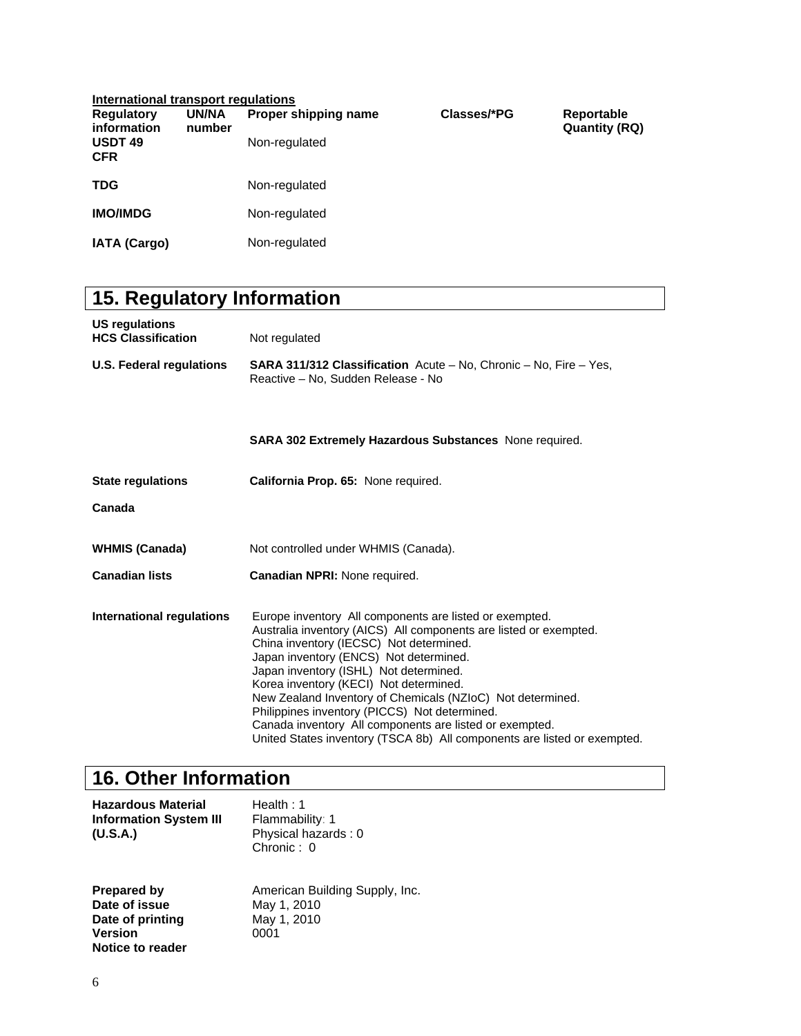**International transport regulations**

| Regulatory information | UN/NA number | Proper shipping name | Classes/*PG | Reportable Quantity (RQ) |
|---|---|---|---|---|
| **USDT 49 CFR** | | Non-regulated | | |
| **TDG** | | Non-regulated | | |
| **IMO/IMDG** | | Non-regulated | | |
| **IATA (Cargo)** | | Non-regulated | | |

## 15. Regulatory Information

**US regulations**
**HCS Classification** Not regulated

**U.S. Federal regulations** **SARA 311/312 Classification** Acute – No, Chronic – No, Fire – Yes, Reactive – No, Sudden Release - No

**SARA 302 Extremely Hazardous Substances** None required.

**State regulations** **California Prop. 65:** None required.

**Canada**

**WHMIS (Canada)** Not controlled under WHMIS (Canada).

**Canadian lists** **Canadian NPRI:** None required.

**International regulations**

Europe inventory All components are listed or exempted.
Australia inventory (AICS) All components are listed or exempted.
China inventory (IECSC) Not determined.
Japan inventory (ENCS) Not determined.
Japan inventory (ISHL) Not determined.
Korea inventory (KECI) Not determined.
New Zealand Inventory of Chemicals (NZIoC) Not determined.
Philippines inventory (PICCS) Not determined.
Canada inventory All components are listed or exempted.
United States inventory (TSCA 8b) All components are listed or exempted.

## 16. Other Information

**Hazardous Material Information System III (U.S.A.)**

Health : 1
Flammability: 1
Physical hazards : 0
Chronic : 0

**Prepared by** American Building Supply, Inc.
**Date of issue** May 1, 2010
**Date of printing** May 1, 2010
**Version** 0001
**Notice to reader**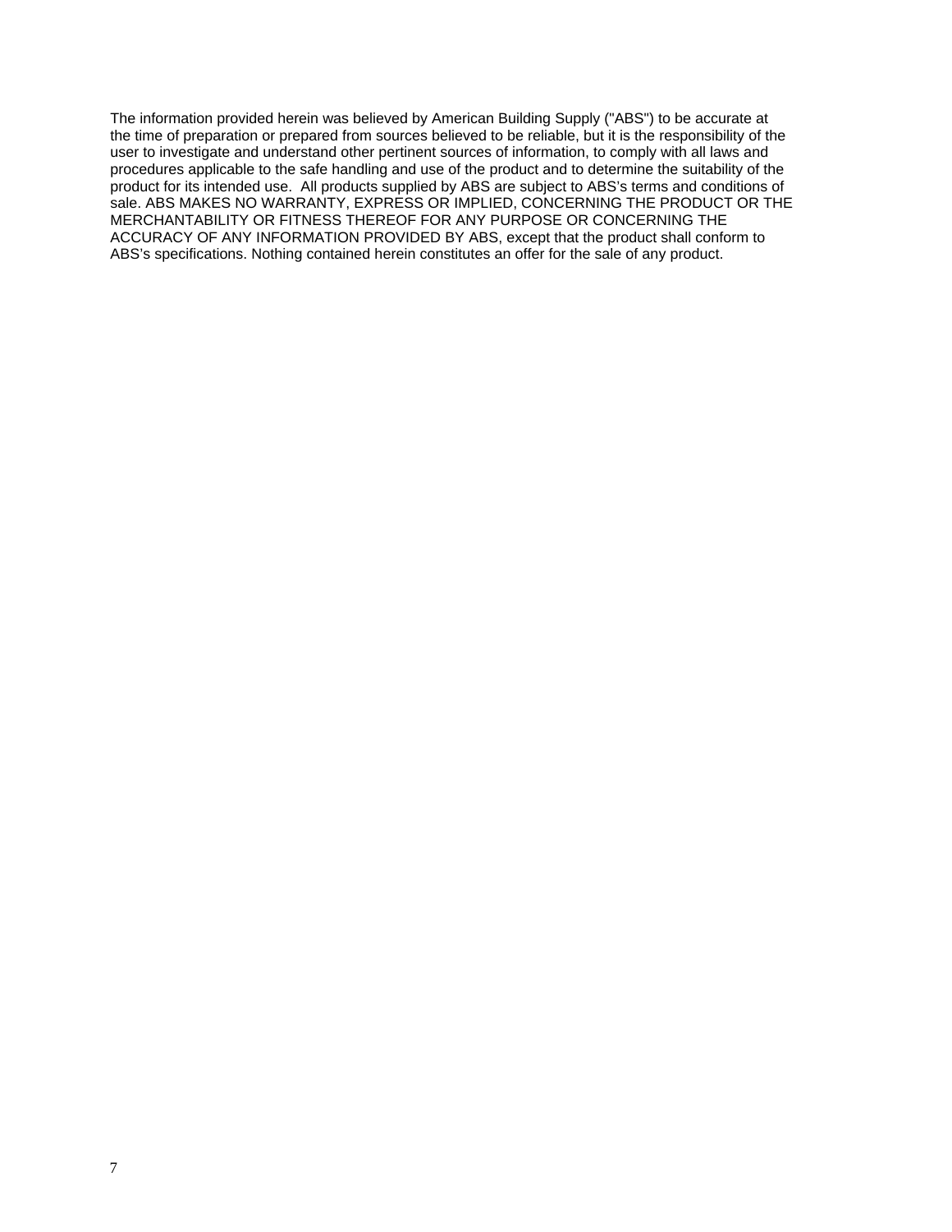The information provided herein was believed by American Building Supply ("ABS") to be accurate at the time of preparation or prepared from sources believed to be reliable, but it is the responsibility of the user to investigate and understand other pertinent sources of information, to comply with all laws and procedures applicable to the safe handling and use of the product and to determine the suitability of the product for its intended use. All products supplied by ABS are subject to ABS's terms and conditions of sale. ABS MAKES NO WARRANTY, EXPRESS OR IMPLIED, CONCERNING THE PRODUCT OR THE MERCHANTABILITY OR FITNESS THEREOF FOR ANY PURPOSE OR CONCERNING THE ACCURACY OF ANY INFORMATION PROVIDED BY ABS, except that the product shall conform to ABS's specifications. Nothing contained herein constitutes an offer for the sale of any product.